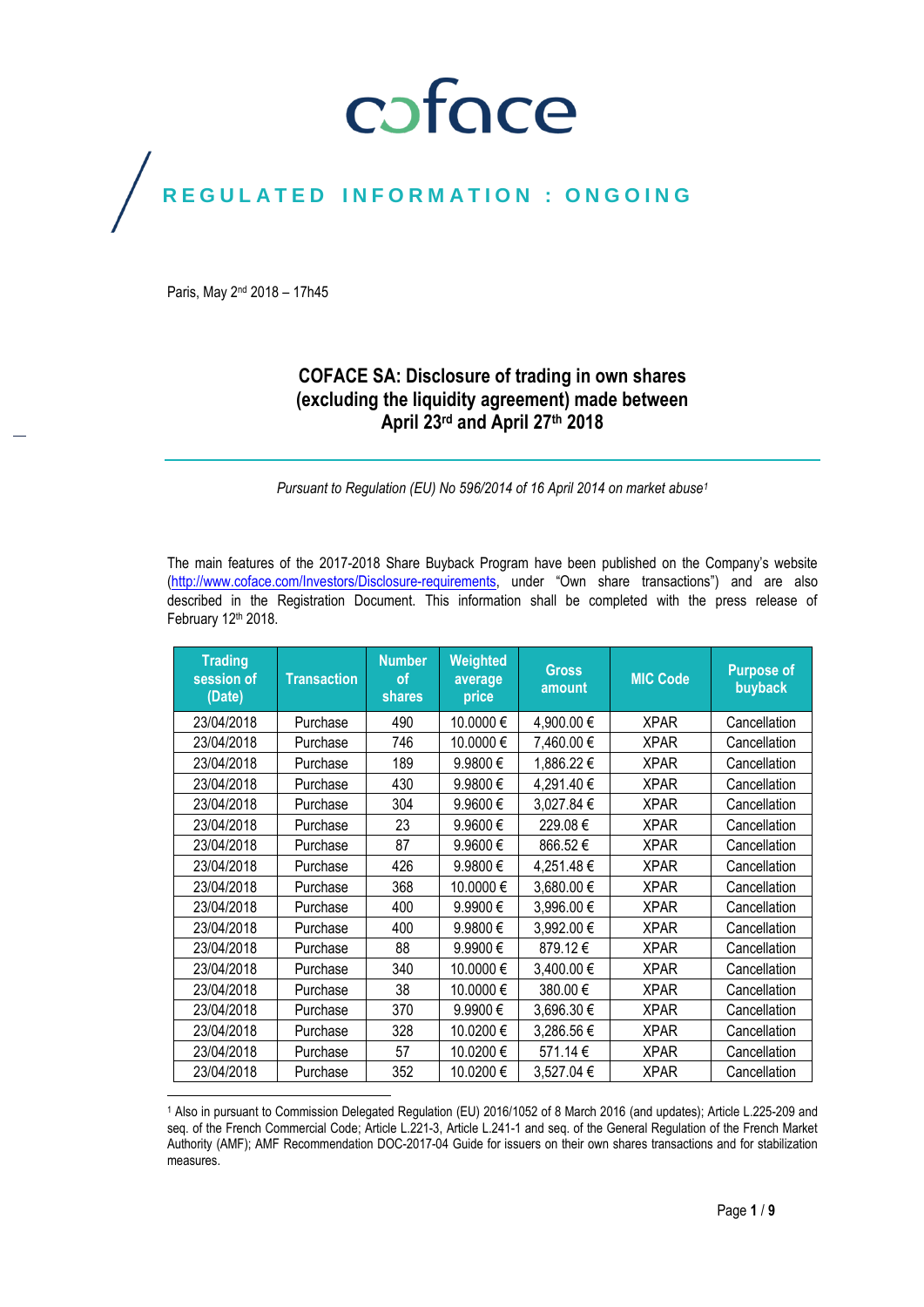coface

REGULATED INFORMATION : ONGOING

Paris, May 2nd 2018 – 17h45

# COFACE SA: Disclosure of trading in own shares (excluding the liquidity agreement) made between April 23rd and April 27th 2018

*Pursuant to Regulation (EU) No 596/2014 of 16 April 2014 on market abuse*[1]

The main features of the 2017-2018 Share Buyback Program have been published on the Company's website (http://www.coface.com/Investors/Disclosure-requirements, under "Own share transactions") and are also described in the Registration Document. This information shall be completed with the press release of February 12th 2018.

| Trading session of (Date) | Transaction | Number of shares | Weighted average price | Gross amount | MIC Code | Purpose of buyback |
|---|---|---|---|---|---|---|
| 23/04/2018 | Purchase | 490 | 10.0000 € | 4,900.00 € | XPAR | Cancellation |
| 23/04/2018 | Purchase | 746 | 10.0000 € | 7,460.00 € | XPAR | Cancellation |
| 23/04/2018 | Purchase | 189 | 9.9800 € | 1,886.22 € | XPAR | Cancellation |
| 23/04/2018 | Purchase | 430 | 9.9800 € | 4,291.40 € | XPAR | Cancellation |
| 23/04/2018 | Purchase | 304 | 9.9600 € | 3,027.84 € | XPAR | Cancellation |
| 23/04/2018 | Purchase | 23 | 9.9600 € | 229.08 € | XPAR | Cancellation |
| 23/04/2018 | Purchase | 87 | 9.9600 € | 866.52 € | XPAR | Cancellation |
| 23/04/2018 | Purchase | 426 | 9.9800 € | 4,251.48 € | XPAR | Cancellation |
| 23/04/2018 | Purchase | 368 | 10.0000 € | 3,680.00 € | XPAR | Cancellation |
| 23/04/2018 | Purchase | 400 | 9.9900 € | 3,996.00 € | XPAR | Cancellation |
| 23/04/2018 | Purchase | 400 | 9.9800 € | 3,992.00 € | XPAR | Cancellation |
| 23/04/2018 | Purchase | 88 | 9.9900 € | 879.12 € | XPAR | Cancellation |
| 23/04/2018 | Purchase | 340 | 10.0000 € | 3,400.00 € | XPAR | Cancellation |
| 23/04/2018 | Purchase | 38 | 10.0000 € | 380.00 € | XPAR | Cancellation |
| 23/04/2018 | Purchase | 370 | 9.9900 € | 3,696.30 € | XPAR | Cancellation |
| 23/04/2018 | Purchase | 328 | 10.0200 € | 3,286.56 € | XPAR | Cancellation |
| 23/04/2018 | Purchase | 57 | 10.0200 € | 571.14 € | XPAR | Cancellation |
| 23/04/2018 | Purchase | 352 | 10.0200 € | 3,527.04 € | XPAR | Cancellation |

[1] Also in pursuant to Commission Delegated Regulation (EU) 2016/1052 of 8 March 2016 (and updates); Article L.225-209 and seq. of the French Commercial Code; Article L.221-3, Article L.241-1 and seq. of the General Regulation of the French Market Authority (AMF); AMF Recommendation DOC-2017-04 Guide for issuers on their own shares transactions and for stabilization measures.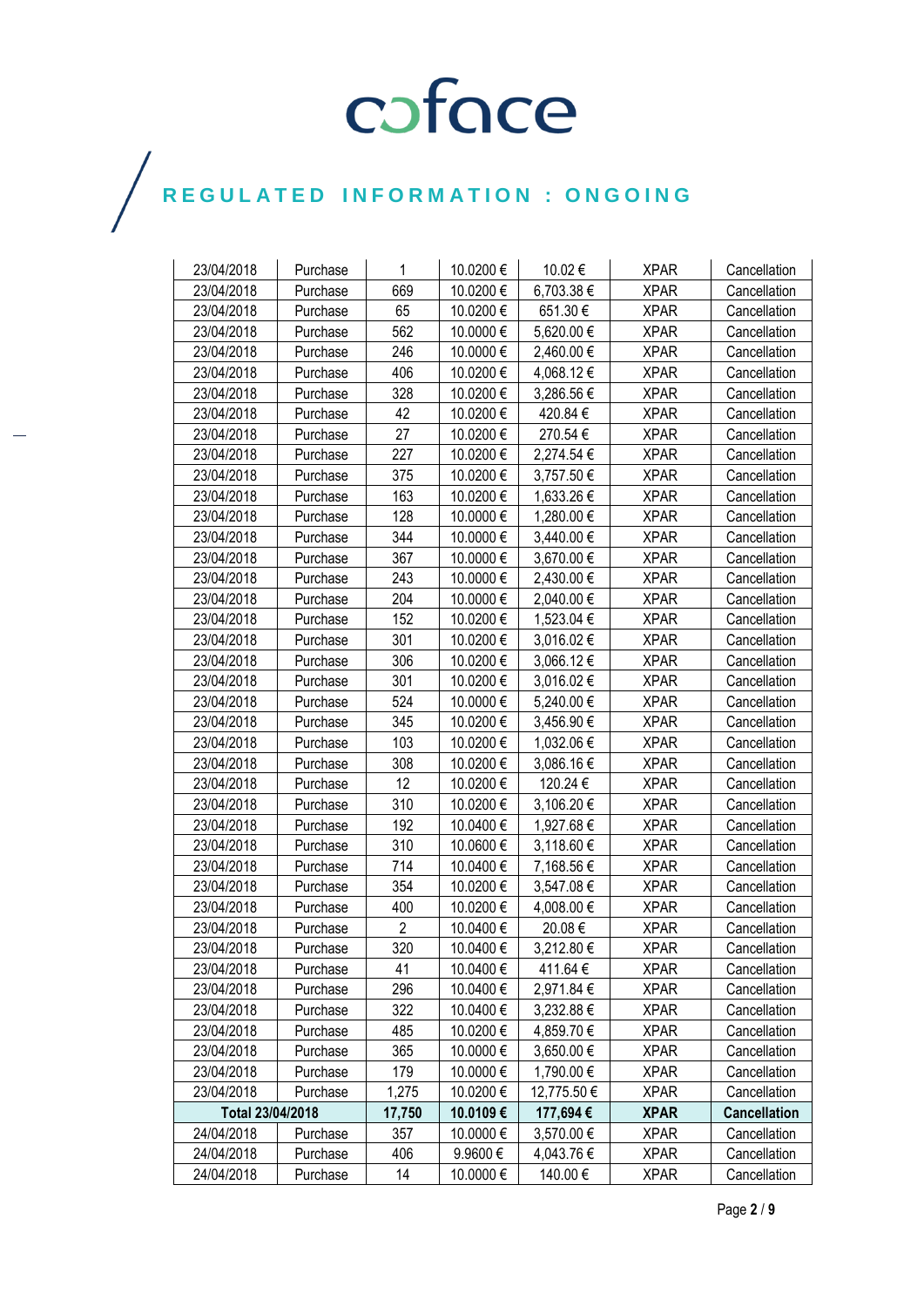| 23/04/2018 | Purchase | 1 | 10.0200 € | 10.02 € | XPAR | Cancellation |
|---|---|---|---|---|---|---|
| 23/04/2018 | Purchase | 669 | 10.0200 € | 6,703.38 € | XPAR | Cancellation |
| 23/04/2018 | Purchase | 65 | 10.0200 € | 651.30 € | XPAR | Cancellation |
| 23/04/2018 | Purchase | 562 | 10.0000 € | 5,620.00 € | XPAR | Cancellation |
| 23/04/2018 | Purchase | 246 | 10.0000 € | 2,460.00 € | XPAR | Cancellation |
| 23/04/2018 | Purchase | 406 | 10.0200 € | 4,068.12 € | XPAR | Cancellation |
| 23/04/2018 | Purchase | 328 | 10.0200 € | 3,286.56 € | XPAR | Cancellation |
| 23/04/2018 | Purchase | 42 | 10.0200 € | 420.84 € | XPAR | Cancellation |
| 23/04/2018 | Purchase | 27 | 10.0200 € | 270.54 € | XPAR | Cancellation |
| 23/04/2018 | Purchase | 227 | 10.0200 € | 2,274.54 € | XPAR | Cancellation |
| 23/04/2018 | Purchase | 375 | 10.0200 € | 3,757.50 € | XPAR | Cancellation |
| 23/04/2018 | Purchase | 163 | 10.0200 € | 1,633.26 € | XPAR | Cancellation |
| 23/04/2018 | Purchase | 128 | 10.0000 € | 1,280.00 € | XPAR | Cancellation |
| 23/04/2018 | Purchase | 344 | 10.0000 € | 3,440.00 € | XPAR | Cancellation |
| 23/04/2018 | Purchase | 367 | 10.0000 € | 3,670.00 € | XPAR | Cancellation |
| 23/04/2018 | Purchase | 243 | 10.0000 € | 2,430.00 € | XPAR | Cancellation |
| 23/04/2018 | Purchase | 204 | 10.0000 € | 2,040.00 € | XPAR | Cancellation |
| 23/04/2018 | Purchase | 152 | 10.0200 € | 1,523.04 € | XPAR | Cancellation |
| 23/04/2018 | Purchase | 301 | 10.0200 € | 3,016.02 € | XPAR | Cancellation |
| 23/04/2018 | Purchase | 306 | 10.0200 € | 3,066.12 € | XPAR | Cancellation |
| 23/04/2018 | Purchase | 301 | 10.0200 € | 3,016.02 € | XPAR | Cancellation |
| 23/04/2018 | Purchase | 524 | 10.0000 € | 5,240.00 € | XPAR | Cancellation |
| 23/04/2018 | Purchase | 345 | 10.0200 € | 3,456.90 € | XPAR | Cancellation |
| 23/04/2018 | Purchase | 103 | 10.0200 € | 1,032.06 € | XPAR | Cancellation |
| 23/04/2018 | Purchase | 308 | 10.0200 € | 3,086.16 € | XPAR | Cancellation |
| 23/04/2018 | Purchase | 12 | 10.0200 € | 120.24 € | XPAR | Cancellation |
| 23/04/2018 | Purchase | 310 | 10.0200 € | 3,106.20 € | XPAR | Cancellation |
| 23/04/2018 | Purchase | 192 | 10.0400 € | 1,927.68 € | XPAR | Cancellation |
| 23/04/2018 | Purchase | 310 | 10.0600 € | 3,118.60 € | XPAR | Cancellation |
| 23/04/2018 | Purchase | 714 | 10.0400 € | 7,168.56 € | XPAR | Cancellation |
| 23/04/2018 | Purchase | 354 | 10.0200 € | 3,547.08 € | XPAR | Cancellation |
| 23/04/2018 | Purchase | 400 | 10.0200 € | 4,008.00 € | XPAR | Cancellation |
| 23/04/2018 | Purchase | 2 | 10.0400 € | 20.08 € | XPAR | Cancellation |
| 23/04/2018 | Purchase | 320 | 10.0400 € | 3,212.80 € | XPAR | Cancellation |
| 23/04/2018 | Purchase | 41 | 10.0400 € | 411.64 € | XPAR | Cancellation |
| 23/04/2018 | Purchase | 296 | 10.0400 € | 2,971.84 € | XPAR | Cancellation |
| 23/04/2018 | Purchase | 322 | 10.0400 € | 3,232.88 € | XPAR | Cancellation |
| 23/04/2018 | Purchase | 485 | 10.0200 € | 4,859.70 € | XPAR | Cancellation |
| 23/04/2018 | Purchase | 365 | 10.0000 € | 3,650.00 € | XPAR | Cancellation |
| 23/04/2018 | Purchase | 179 | 10.0000 € | 1,790.00 € | XPAR | Cancellation |
| 23/04/2018 | Purchase | 1,275 | 10.0200 € | 12,775.50 € | XPAR | Cancellation |
| **Total 23/04/2018** | | **17,750** | **10.0109 €** | **177,694 €** | **XPAR** | **Cancellation** |
| 24/04/2018 | Purchase | 357 | 10.0000 € | 3,570.00 € | XPAR | Cancellation |
| 24/04/2018 | Purchase | 406 | 9.9600 € | 4,043.76 € | XPAR | Cancellation |
| 24/04/2018 | Purchase | 14 | 10.0000 € | 140.00 € | XPAR | Cancellation |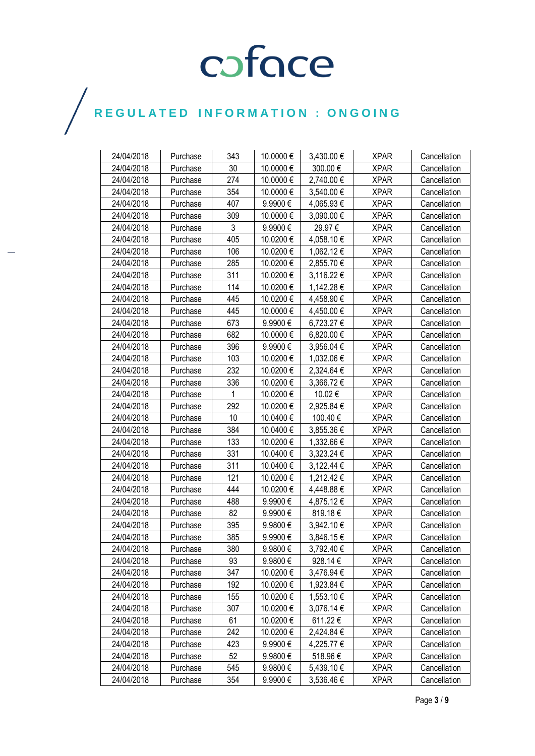| | | | | | | |
|---|---|---|---|---|---|---|
| 24/04/2018 | Purchase | 343 | 10.0000 € | 3,430.00 € | XPAR | Cancellation |
| 24/04/2018 | Purchase | 30 | 10.0000 € | 300.00 € | XPAR | Cancellation |
| 24/04/2018 | Purchase | 274 | 10.0000 € | 2,740.00 € | XPAR | Cancellation |
| 24/04/2018 | Purchase | 354 | 10.0000 € | 3,540.00 € | XPAR | Cancellation |
| 24/04/2018 | Purchase | 407 | 9.9900 € | 4,065.93 € | XPAR | Cancellation |
| 24/04/2018 | Purchase | 309 | 10.0000 € | 3,090.00 € | XPAR | Cancellation |
| 24/04/2018 | Purchase | 3 | 9.9900 € | 29.97 € | XPAR | Cancellation |
| 24/04/2018 | Purchase | 405 | 10.0200 € | 4,058.10 € | XPAR | Cancellation |
| 24/04/2018 | Purchase | 106 | 10.0200 € | 1,062.12 € | XPAR | Cancellation |
| 24/04/2018 | Purchase | 285 | 10.0200 € | 2,855.70 € | XPAR | Cancellation |
| 24/04/2018 | Purchase | 311 | 10.0200 € | 3,116.22 € | XPAR | Cancellation |
| 24/04/2018 | Purchase | 114 | 10.0200 € | 1,142.28 € | XPAR | Cancellation |
| 24/04/2018 | Purchase | 445 | 10.0200 € | 4,458.90 € | XPAR | Cancellation |
| 24/04/2018 | Purchase | 445 | 10.0000 € | 4,450.00 € | XPAR | Cancellation |
| 24/04/2018 | Purchase | 673 | 9.9900 € | 6,723.27 € | XPAR | Cancellation |
| 24/04/2018 | Purchase | 682 | 10.0000 € | 6,820.00 € | XPAR | Cancellation |
| 24/04/2018 | Purchase | 396 | 9.9900 € | 3,956.04 € | XPAR | Cancellation |
| 24/04/2018 | Purchase | 103 | 10.0200 € | 1,032.06 € | XPAR | Cancellation |
| 24/04/2018 | Purchase | 232 | 10.0200 € | 2,324.64 € | XPAR | Cancellation |
| 24/04/2018 | Purchase | 336 | 10.0200 € | 3,366.72 € | XPAR | Cancellation |
| 24/04/2018 | Purchase | 1 | 10.0200 € | 10.02 € | XPAR | Cancellation |
| 24/04/2018 | Purchase | 292 | 10.0200 € | 2,925.84 € | XPAR | Cancellation |
| 24/04/2018 | Purchase | 10 | 10.0400 € | 100.40 € | XPAR | Cancellation |
| 24/04/2018 | Purchase | 384 | 10.0400 € | 3,855.36 € | XPAR | Cancellation |
| 24/04/2018 | Purchase | 133 | 10.0200 € | 1,332.66 € | XPAR | Cancellation |
| 24/04/2018 | Purchase | 331 | 10.0400 € | 3,323.24 € | XPAR | Cancellation |
| 24/04/2018 | Purchase | 311 | 10.0400 € | 3,122.44 € | XPAR | Cancellation |
| 24/04/2018 | Purchase | 121 | 10.0200 € | 1,212.42 € | XPAR | Cancellation |
| 24/04/2018 | Purchase | 444 | 10.0200 € | 4,448.88 € | XPAR | Cancellation |
| 24/04/2018 | Purchase | 488 | 9.9900 € | 4,875.12 € | XPAR | Cancellation |
| 24/04/2018 | Purchase | 82 | 9.9900 € | 819.18 € | XPAR | Cancellation |
| 24/04/2018 | Purchase | 395 | 9.9800 € | 3,942.10 € | XPAR | Cancellation |
| 24/04/2018 | Purchase | 385 | 9.9900 € | 3,846.15 € | XPAR | Cancellation |
| 24/04/2018 | Purchase | 380 | 9.9800 € | 3,792.40 € | XPAR | Cancellation |
| 24/04/2018 | Purchase | 93 | 9.9800 € | 928.14 € | XPAR | Cancellation |
| 24/04/2018 | Purchase | 347 | 10.0200 € | 3,476.94 € | XPAR | Cancellation |
| 24/04/2018 | Purchase | 192 | 10.0200 € | 1,923.84 € | XPAR | Cancellation |
| 24/04/2018 | Purchase | 155 | 10.0200 € | 1,553.10 € | XPAR | Cancellation |
| 24/04/2018 | Purchase | 307 | 10.0200 € | 3,076.14 € | XPAR | Cancellation |
| 24/04/2018 | Purchase | 61 | 10.0200 € | 611.22 € | XPAR | Cancellation |
| 24/04/2018 | Purchase | 242 | 10.0200 € | 2,424.84 € | XPAR | Cancellation |
| 24/04/2018 | Purchase | 423 | 9.9900 € | 4,225.77 € | XPAR | Cancellation |
| 24/04/2018 | Purchase | 52 | 9.9800 € | 518.96 € | XPAR | Cancellation |
| 24/04/2018 | Purchase | 545 | 9.9800 € | 5,439.10 € | XPAR | Cancellation |
| 24/04/2018 | Purchase | 354 | 9.9900 € | 3,536.46 € | XPAR | Cancellation |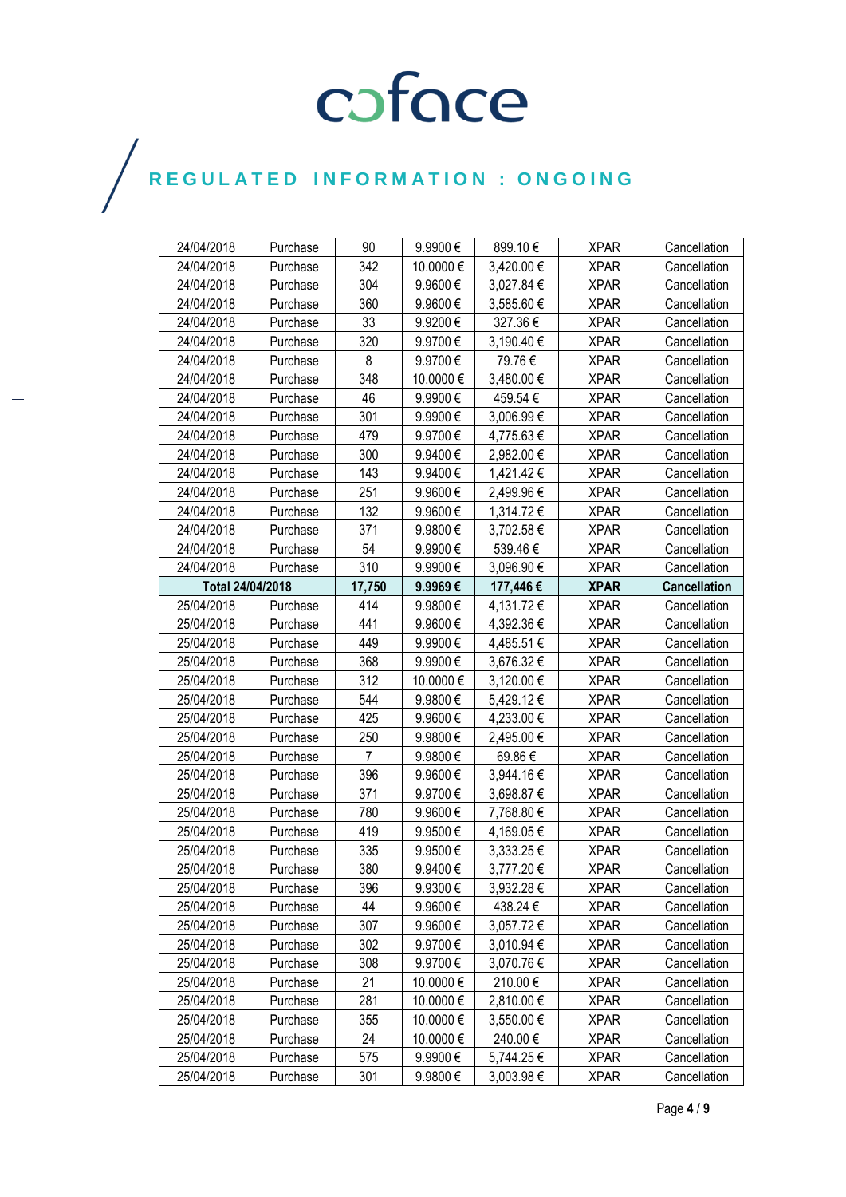| | | | | | | |
|---|---|---|---|---|---|---|
| 24/04/2018 | Purchase | 90 | 9.9900 € | 899.10 € | XPAR | Cancellation |
| 24/04/2018 | Purchase | 342 | 10.0000 € | 3,420.00 € | XPAR | Cancellation |
| 24/04/2018 | Purchase | 304 | 9.9600 € | 3,027.84 € | XPAR | Cancellation |
| 24/04/2018 | Purchase | 360 | 9.9600 € | 3,585.60 € | XPAR | Cancellation |
| 24/04/2018 | Purchase | 33 | 9.9200 € | 327.36 € | XPAR | Cancellation |
| 24/04/2018 | Purchase | 320 | 9.9700 € | 3,190.40 € | XPAR | Cancellation |
| 24/04/2018 | Purchase | 8 | 9.9700 € | 79.76 € | XPAR | Cancellation |
| 24/04/2018 | Purchase | 348 | 10.0000 € | 3,480.00 € | XPAR | Cancellation |
| 24/04/2018 | Purchase | 46 | 9.9900 € | 459.54 € | XPAR | Cancellation |
| 24/04/2018 | Purchase | 301 | 9.9900 € | 3,006.99 € | XPAR | Cancellation |
| 24/04/2018 | Purchase | 479 | 9.9700 € | 4,775.63 € | XPAR | Cancellation |
| 24/04/2018 | Purchase | 300 | 9.9400 € | 2,982.00 € | XPAR | Cancellation |
| 24/04/2018 | Purchase | 143 | 9.9400 € | 1,421.42 € | XPAR | Cancellation |
| 24/04/2018 | Purchase | 251 | 9.9600 € | 2,499.96 € | XPAR | Cancellation |
| 24/04/2018 | Purchase | 132 | 9.9600 € | 1,314.72 € | XPAR | Cancellation |
| 24/04/2018 | Purchase | 371 | 9.9800 € | 3,702.58 € | XPAR | Cancellation |
| 24/04/2018 | Purchase | 54 | 9.9900 € | 539.46 € | XPAR | Cancellation |
| 24/04/2018 | Purchase | 310 | 9.9900 € | 3,096.90 € | XPAR | Cancellation |
| **Total 24/04/2018** | | **17,750** | **9.9969 €** | **177,446 €** | **XPAR** | **Cancellation** |
| 25/04/2018 | Purchase | 414 | 9.9800 € | 4,131.72 € | XPAR | Cancellation |
| 25/04/2018 | Purchase | 441 | 9.9600 € | 4,392.36 € | XPAR | Cancellation |
| 25/04/2018 | Purchase | 449 | 9.9900 € | 4,485.51 € | XPAR | Cancellation |
| 25/04/2018 | Purchase | 368 | 9.9900 € | 3,676.32 € | XPAR | Cancellation |
| 25/04/2018 | Purchase | 312 | 10.0000 € | 3,120.00 € | XPAR | Cancellation |
| 25/04/2018 | Purchase | 544 | 9.9800 € | 5,429.12 € | XPAR | Cancellation |
| 25/04/2018 | Purchase | 425 | 9.9600 € | 4,233.00 € | XPAR | Cancellation |
| 25/04/2018 | Purchase | 250 | 9.9800 € | 2,495.00 € | XPAR | Cancellation |
| 25/04/2018 | Purchase | 7 | 9.9800 € | 69.86 € | XPAR | Cancellation |
| 25/04/2018 | Purchase | 396 | 9.9600 € | 3,944.16 € | XPAR | Cancellation |
| 25/04/2018 | Purchase | 371 | 9.9700 € | 3,698.87 € | XPAR | Cancellation |
| 25/04/2018 | Purchase | 780 | 9.9600 € | 7,768.80 € | XPAR | Cancellation |
| 25/04/2018 | Purchase | 419 | 9.9500 € | 4,169.05 € | XPAR | Cancellation |
| 25/04/2018 | Purchase | 335 | 9.9500 € | 3,333.25 € | XPAR | Cancellation |
| 25/04/2018 | Purchase | 380 | 9.9400 € | 3,777.20 € | XPAR | Cancellation |
| 25/04/2018 | Purchase | 396 | 9.9300 € | 3,932.28 € | XPAR | Cancellation |
| 25/04/2018 | Purchase | 44 | 9.9600 € | 438.24 € | XPAR | Cancellation |
| 25/04/2018 | Purchase | 307 | 9.9600 € | 3,057.72 € | XPAR | Cancellation |
| 25/04/2018 | Purchase | 302 | 9.9700 € | 3,010.94 € | XPAR | Cancellation |
| 25/04/2018 | Purchase | 308 | 9.9700 € | 3,070.76 € | XPAR | Cancellation |
| 25/04/2018 | Purchase | 21 | 10.0000 € | 210.00 € | XPAR | Cancellation |
| 25/04/2018 | Purchase | 281 | 10.0000 € | 2,810.00 € | XPAR | Cancellation |
| 25/04/2018 | Purchase | 355 | 10.0000 € | 3,550.00 € | XPAR | Cancellation |
| 25/04/2018 | Purchase | 24 | 10.0000 € | 240.00 € | XPAR | Cancellation |
| 25/04/2018 | Purchase | 575 | 9.9900 € | 5,744.25 € | XPAR | Cancellation |
| 25/04/2018 | Purchase | 301 | 9.9800 € | 3,003.98 € | XPAR | Cancellation |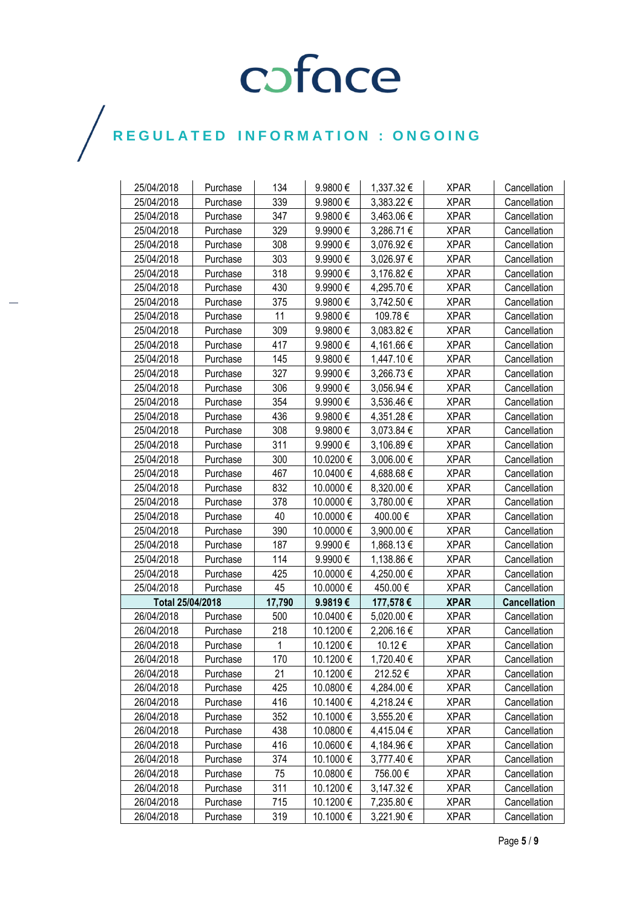# REGULATED INFORMATION : ONGOING

| | | | | | | |
|---|---|---|---|---|---|---|
| 25/04/2018 | Purchase | 134 | 9.9800 € | 1,337.32 € | XPAR | Cancellation |
| 25/04/2018 | Purchase | 339 | 9.9800 € | 3,383.22 € | XPAR | Cancellation |
| 25/04/2018 | Purchase | 347 | 9.9800 € | 3,463.06 € | XPAR | Cancellation |
| 25/04/2018 | Purchase | 329 | 9.9900 € | 3,286.71 € | XPAR | Cancellation |
| 25/04/2018 | Purchase | 308 | 9.9900 € | 3,076.92 € | XPAR | Cancellation |
| 25/04/2018 | Purchase | 303 | 9.9900 € | 3,026.97 € | XPAR | Cancellation |
| 25/04/2018 | Purchase | 318 | 9.9900 € | 3,176.82 € | XPAR | Cancellation |
| 25/04/2018 | Purchase | 430 | 9.9900 € | 4,295.70 € | XPAR | Cancellation |
| 25/04/2018 | Purchase | 375 | 9.9800 € | 3,742.50 € | XPAR | Cancellation |
| 25/04/2018 | Purchase | 11 | 9.9800 € | 109.78 € | XPAR | Cancellation |
| 25/04/2018 | Purchase | 309 | 9.9800 € | 3,083.82 € | XPAR | Cancellation |
| 25/04/2018 | Purchase | 417 | 9.9800 € | 4,161.66 € | XPAR | Cancellation |
| 25/04/2018 | Purchase | 145 | 9.9800 € | 1,447.10 € | XPAR | Cancellation |
| 25/04/2018 | Purchase | 327 | 9.9900 € | 3,266.73 € | XPAR | Cancellation |
| 25/04/2018 | Purchase | 306 | 9.9900 € | 3,056.94 € | XPAR | Cancellation |
| 25/04/2018 | Purchase | 354 | 9.9900 € | 3,536.46 € | XPAR | Cancellation |
| 25/04/2018 | Purchase | 436 | 9.9800 € | 4,351.28 € | XPAR | Cancellation |
| 25/04/2018 | Purchase | 308 | 9.9800 € | 3,073.84 € | XPAR | Cancellation |
| 25/04/2018 | Purchase | 311 | 9.9900 € | 3,106.89 € | XPAR | Cancellation |
| 25/04/2018 | Purchase | 300 | 10.0200 € | 3,006.00 € | XPAR | Cancellation |
| 25/04/2018 | Purchase | 467 | 10.0400 € | 4,688.68 € | XPAR | Cancellation |
| 25/04/2018 | Purchase | 832 | 10.0000 € | 8,320.00 € | XPAR | Cancellation |
| 25/04/2018 | Purchase | 378 | 10.0000 € | 3,780.00 € | XPAR | Cancellation |
| 25/04/2018 | Purchase | 40 | 10.0000 € | 400.00 € | XPAR | Cancellation |
| 25/04/2018 | Purchase | 390 | 10.0000 € | 3,900.00 € | XPAR | Cancellation |
| 25/04/2018 | Purchase | 187 | 9.9900 € | 1,868.13 € | XPAR | Cancellation |
| 25/04/2018 | Purchase | 114 | 9.9900 € | 1,138.86 € | XPAR | Cancellation |
| 25/04/2018 | Purchase | 425 | 10.0000 € | 4,250.00 € | XPAR | Cancellation |
| 25/04/2018 | Purchase | 45 | 10.0000 € | 450.00 € | XPAR | Cancellation |
| **Total 25/04/2018** | | **17,790** | **9.9819 €** | **177,578 €** | **XPAR** | **Cancellation** |
| 26/04/2018 | Purchase | 500 | 10.0400 € | 5,020.00 € | XPAR | Cancellation |
| 26/04/2018 | Purchase | 218 | 10.1200 € | 2,206.16 € | XPAR | Cancellation |
| 26/04/2018 | Purchase | 1 | 10.1200 € | 10.12 € | XPAR | Cancellation |
| 26/04/2018 | Purchase | 170 | 10.1200 € | 1,720.40 € | XPAR | Cancellation |
| 26/04/2018 | Purchase | 21 | 10.1200 € | 212.52 € | XPAR | Cancellation |
| 26/04/2018 | Purchase | 425 | 10.0800 € | 4,284.00 € | XPAR | Cancellation |
| 26/04/2018 | Purchase | 416 | 10.1400 € | 4,218.24 € | XPAR | Cancellation |
| 26/04/2018 | Purchase | 352 | 10.1000 € | 3,555.20 € | XPAR | Cancellation |
| 26/04/2018 | Purchase | 438 | 10.0800 € | 4,415.04 € | XPAR | Cancellation |
| 26/04/2018 | Purchase | 416 | 10.0600 € | 4,184.96 € | XPAR | Cancellation |
| 26/04/2018 | Purchase | 374 | 10.1000 € | 3,777.40 € | XPAR | Cancellation |
| 26/04/2018 | Purchase | 75 | 10.0800 € | 756.00 € | XPAR | Cancellation |
| 26/04/2018 | Purchase | 311 | 10.1200 € | 3,147.32 € | XPAR | Cancellation |
| 26/04/2018 | Purchase | 715 | 10.1200 € | 7,235.80 € | XPAR | Cancellation |
| 26/04/2018 | Purchase | 319 | 10.1000 € | 3,221.90 € | XPAR | Cancellation |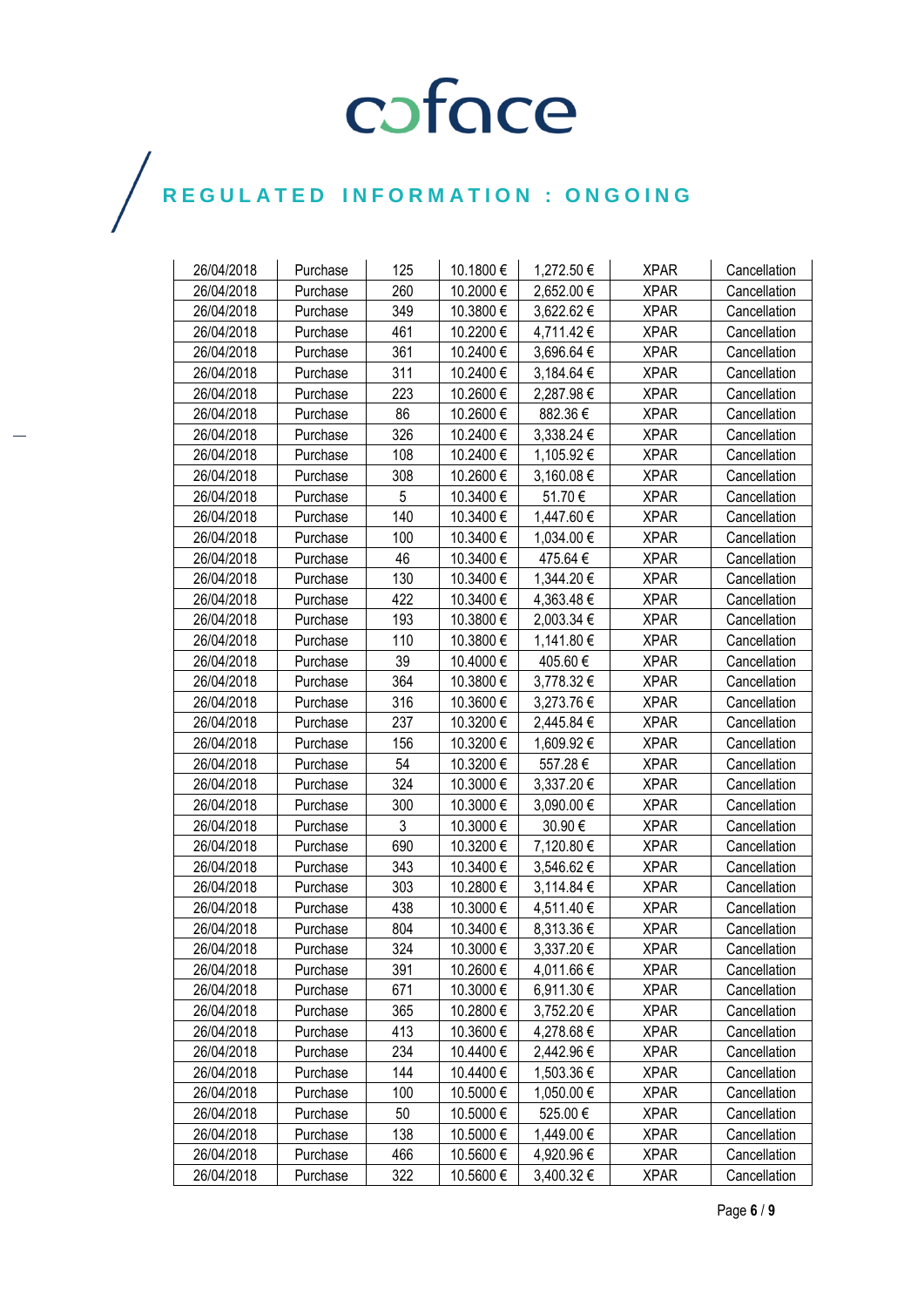| 26/04/2018 | Purchase | 125 | 10.1800 € | 1,272.50 € | XPAR | Cancellation |
|---|---|---|---|---|---|---|
| 26/04/2018 | Purchase | 260 | 10.2000 € | 2,652.00 € | XPAR | Cancellation |
| 26/04/2018 | Purchase | 349 | 10.3800 € | 3,622.62 € | XPAR | Cancellation |
| 26/04/2018 | Purchase | 461 | 10.2200 € | 4,711.42 € | XPAR | Cancellation |
| 26/04/2018 | Purchase | 361 | 10.2400 € | 3,696.64 € | XPAR | Cancellation |
| 26/04/2018 | Purchase | 311 | 10.2400 € | 3,184.64 € | XPAR | Cancellation |
| 26/04/2018 | Purchase | 223 | 10.2600 € | 2,287.98 € | XPAR | Cancellation |
| 26/04/2018 | Purchase | 86 | 10.2600 € | 882.36 € | XPAR | Cancellation |
| 26/04/2018 | Purchase | 326 | 10.2400 € | 3,338.24 € | XPAR | Cancellation |
| 26/04/2018 | Purchase | 108 | 10.2400 € | 1,105.92 € | XPAR | Cancellation |
| 26/04/2018 | Purchase | 308 | 10.2600 € | 3,160.08 € | XPAR | Cancellation |
| 26/04/2018 | Purchase | 5 | 10.3400 € | 51.70 € | XPAR | Cancellation |
| 26/04/2018 | Purchase | 140 | 10.3400 € | 1,447.60 € | XPAR | Cancellation |
| 26/04/2018 | Purchase | 100 | 10.3400 € | 1,034.00 € | XPAR | Cancellation |
| 26/04/2018 | Purchase | 46 | 10.3400 € | 475.64 € | XPAR | Cancellation |
| 26/04/2018 | Purchase | 130 | 10.3400 € | 1,344.20 € | XPAR | Cancellation |
| 26/04/2018 | Purchase | 422 | 10.3400 € | 4,363.48 € | XPAR | Cancellation |
| 26/04/2018 | Purchase | 193 | 10.3800 € | 2,003.34 € | XPAR | Cancellation |
| 26/04/2018 | Purchase | 110 | 10.3800 € | 1,141.80 € | XPAR | Cancellation |
| 26/04/2018 | Purchase | 39 | 10.4000 € | 405.60 € | XPAR | Cancellation |
| 26/04/2018 | Purchase | 364 | 10.3800 € | 3,778.32 € | XPAR | Cancellation |
| 26/04/2018 | Purchase | 316 | 10.3600 € | 3,273.76 € | XPAR | Cancellation |
| 26/04/2018 | Purchase | 237 | 10.3200 € | 2,445.84 € | XPAR | Cancellation |
| 26/04/2018 | Purchase | 156 | 10.3200 € | 1,609.92 € | XPAR | Cancellation |
| 26/04/2018 | Purchase | 54 | 10.3200 € | 557.28 € | XPAR | Cancellation |
| 26/04/2018 | Purchase | 324 | 10.3000 € | 3,337.20 € | XPAR | Cancellation |
| 26/04/2018 | Purchase | 300 | 10.3000 € | 3,090.00 € | XPAR | Cancellation |
| 26/04/2018 | Purchase | 3 | 10.3000 € | 30.90 € | XPAR | Cancellation |
| 26/04/2018 | Purchase | 690 | 10.3200 € | 7,120.80 € | XPAR | Cancellation |
| 26/04/2018 | Purchase | 343 | 10.3400 € | 3,546.62 € | XPAR | Cancellation |
| 26/04/2018 | Purchase | 303 | 10.2800 € | 3,114.84 € | XPAR | Cancellation |
| 26/04/2018 | Purchase | 438 | 10.3000 € | 4,511.40 € | XPAR | Cancellation |
| 26/04/2018 | Purchase | 804 | 10.3400 € | 8,313.36 € | XPAR | Cancellation |
| 26/04/2018 | Purchase | 324 | 10.3000 € | 3,337.20 € | XPAR | Cancellation |
| 26/04/2018 | Purchase | 391 | 10.2600 € | 4,011.66 € | XPAR | Cancellation |
| 26/04/2018 | Purchase | 671 | 10.3000 € | 6,911.30 € | XPAR | Cancellation |
| 26/04/2018 | Purchase | 365 | 10.2800 € | 3,752.20 € | XPAR | Cancellation |
| 26/04/2018 | Purchase | 413 | 10.3600 € | 4,278.68 € | XPAR | Cancellation |
| 26/04/2018 | Purchase | 234 | 10.4400 € | 2,442.96 € | XPAR | Cancellation |
| 26/04/2018 | Purchase | 144 | 10.4400 € | 1,503.36 € | XPAR | Cancellation |
| 26/04/2018 | Purchase | 100 | 10.5000 € | 1,050.00 € | XPAR | Cancellation |
| 26/04/2018 | Purchase | 50 | 10.5000 € | 525.00 € | XPAR | Cancellation |
| 26/04/2018 | Purchase | 138 | 10.5000 € | 1,449.00 € | XPAR | Cancellation |
| 26/04/2018 | Purchase | 466 | 10.5600 € | 4,920.96 € | XPAR | Cancellation |
| 26/04/2018 | Purchase | 322 | 10.5600 € | 3,400.32 € | XPAR | Cancellation |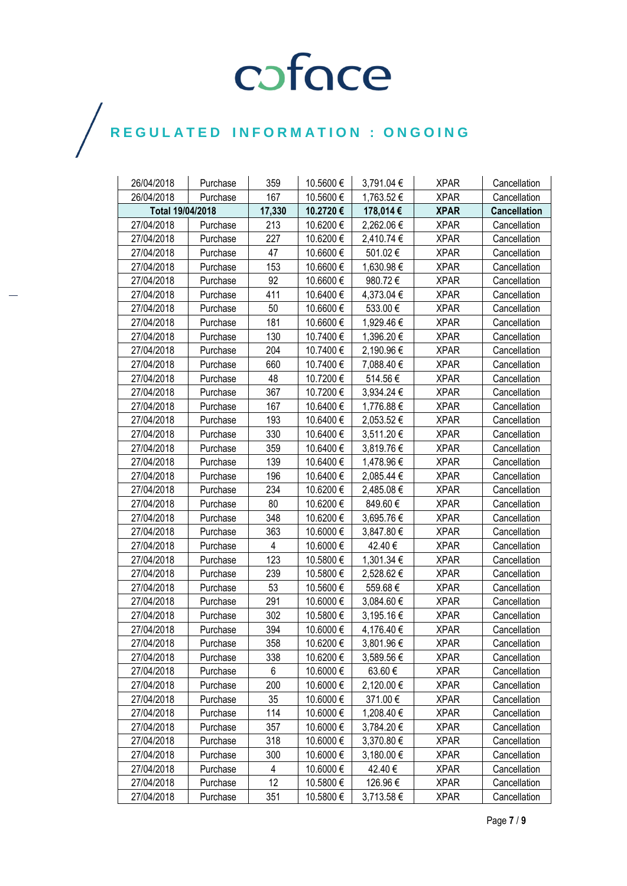| | | | | | | |
|---|---|---|---|---|---|---|
| 26/04/2018 | Purchase | 359 | 10.5600 € | 3,791.04 € | XPAR | Cancellation |
| 26/04/2018 | Purchase | 167 | 10.5600 € | 1,763.52 € | XPAR | Cancellation |
| **Total 19/04/2018** | | **17,330** | **10.2720 €** | **178,014 €** | **XPAR** | **Cancellation** |
| 27/04/2018 | Purchase | 213 | 10.6200 € | 2,262.06 € | XPAR | Cancellation |
| 27/04/2018 | Purchase | 227 | 10.6200 € | 2,410.74 € | XPAR | Cancellation |
| 27/04/2018 | Purchase | 47 | 10.6600 € | 501.02 € | XPAR | Cancellation |
| 27/04/2018 | Purchase | 153 | 10.6600 € | 1,630.98 € | XPAR | Cancellation |
| 27/04/2018 | Purchase | 92 | 10.6600 € | 980.72 € | XPAR | Cancellation |
| 27/04/2018 | Purchase | 411 | 10.6400 € | 4,373.04 € | XPAR | Cancellation |
| 27/04/2018 | Purchase | 50 | 10.6600 € | 533.00 € | XPAR | Cancellation |
| 27/04/2018 | Purchase | 181 | 10.6600 € | 1,929.46 € | XPAR | Cancellation |
| 27/04/2018 | Purchase | 130 | 10.7400 € | 1,396.20 € | XPAR | Cancellation |
| 27/04/2018 | Purchase | 204 | 10.7400 € | 2,190.96 € | XPAR | Cancellation |
| 27/04/2018 | Purchase | 660 | 10.7400 € | 7,088.40 € | XPAR | Cancellation |
| 27/04/2018 | Purchase | 48 | 10.7200 € | 514.56 € | XPAR | Cancellation |
| 27/04/2018 | Purchase | 367 | 10.7200 € | 3,934.24 € | XPAR | Cancellation |
| 27/04/2018 | Purchase | 167 | 10.6400 € | 1,776.88 € | XPAR | Cancellation |
| 27/04/2018 | Purchase | 193 | 10.6400 € | 2,053.52 € | XPAR | Cancellation |
| 27/04/2018 | Purchase | 330 | 10.6400 € | 3,511.20 € | XPAR | Cancellation |
| 27/04/2018 | Purchase | 359 | 10.6400 € | 3,819.76 € | XPAR | Cancellation |
| 27/04/2018 | Purchase | 139 | 10.6400 € | 1,478.96 € | XPAR | Cancellation |
| 27/04/2018 | Purchase | 196 | 10.6400 € | 2,085.44 € | XPAR | Cancellation |
| 27/04/2018 | Purchase | 234 | 10.6200 € | 2,485.08 € | XPAR | Cancellation |
| 27/04/2018 | Purchase | 80 | 10.6200 € | 849.60 € | XPAR | Cancellation |
| 27/04/2018 | Purchase | 348 | 10.6200 € | 3,695.76 € | XPAR | Cancellation |
| 27/04/2018 | Purchase | 363 | 10.6000 € | 3,847.80 € | XPAR | Cancellation |
| 27/04/2018 | Purchase | 4 | 10.6000 € | 42.40 € | XPAR | Cancellation |
| 27/04/2018 | Purchase | 123 | 10.5800 € | 1,301.34 € | XPAR | Cancellation |
| 27/04/2018 | Purchase | 239 | 10.5800 € | 2,528.62 € | XPAR | Cancellation |
| 27/04/2018 | Purchase | 53 | 10.5600 € | 559.68 € | XPAR | Cancellation |
| 27/04/2018 | Purchase | 291 | 10.6000 € | 3,084.60 € | XPAR | Cancellation |
| 27/04/2018 | Purchase | 302 | 10.5800 € | 3,195.16 € | XPAR | Cancellation |
| 27/04/2018 | Purchase | 394 | 10.6000 € | 4,176.40 € | XPAR | Cancellation |
| 27/04/2018 | Purchase | 358 | 10.6200 € | 3,801.96 € | XPAR | Cancellation |
| 27/04/2018 | Purchase | 338 | 10.6200 € | 3,589.56 € | XPAR | Cancellation |
| 27/04/2018 | Purchase | 6 | 10.6000 € | 63.60 € | XPAR | Cancellation |
| 27/04/2018 | Purchase | 200 | 10.6000 € | 2,120.00 € | XPAR | Cancellation |
| 27/04/2018 | Purchase | 35 | 10.6000 € | 371.00 € | XPAR | Cancellation |
| 27/04/2018 | Purchase | 114 | 10.6000 € | 1,208.40 € | XPAR | Cancellation |
| 27/04/2018 | Purchase | 357 | 10.6000 € | 3,784.20 € | XPAR | Cancellation |
| 27/04/2018 | Purchase | 318 | 10.6000 € | 3,370.80 € | XPAR | Cancellation |
| 27/04/2018 | Purchase | 300 | 10.6000 € | 3,180.00 € | XPAR | Cancellation |
| 27/04/2018 | Purchase | 4 | 10.6000 € | 42.40 € | XPAR | Cancellation |
| 27/04/2018 | Purchase | 12 | 10.5800 € | 126.96 € | XPAR | Cancellation |
| 27/04/2018 | Purchase | 351 | 10.5800 € | 3,713.58 € | XPAR | Cancellation |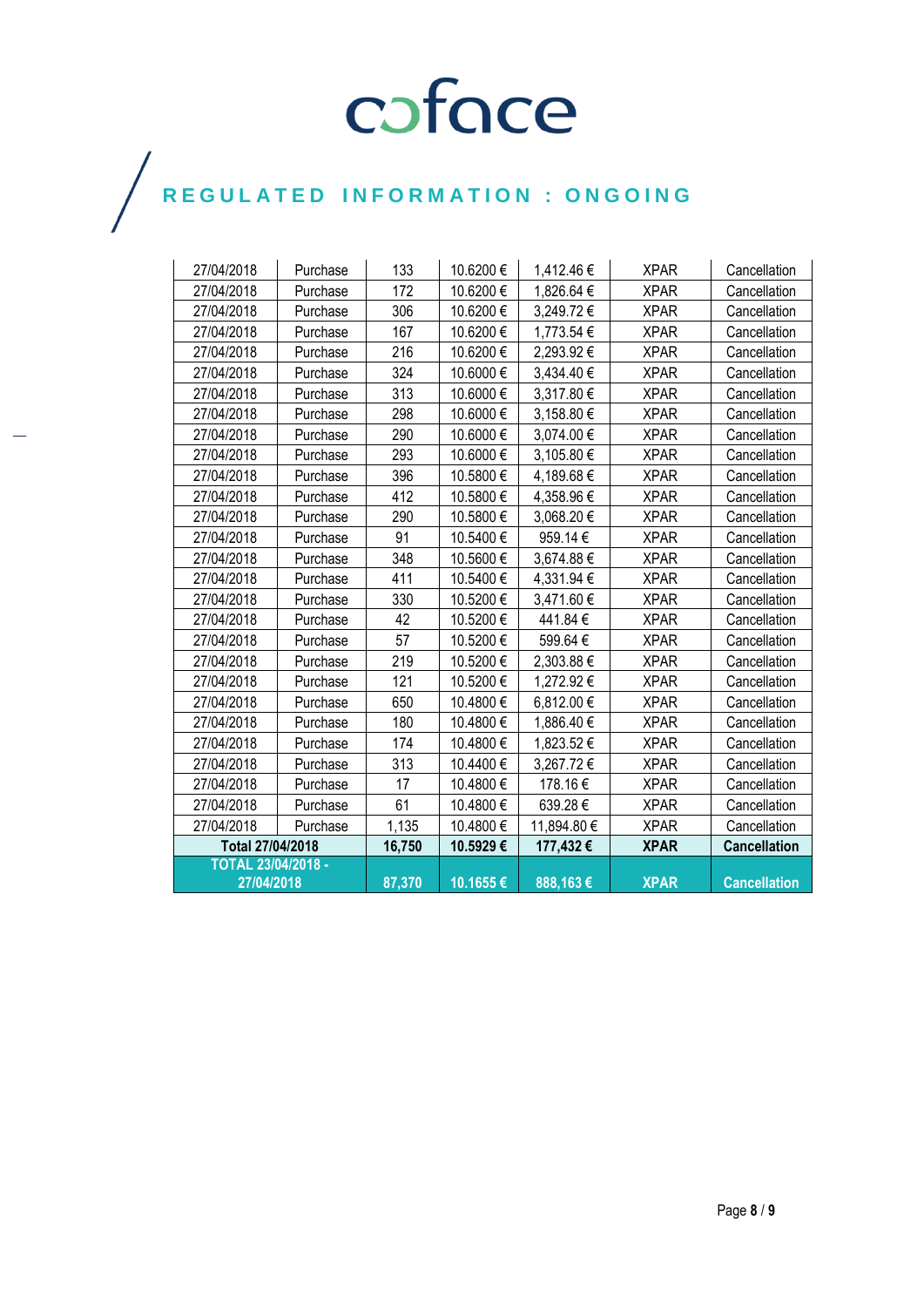# REGULATED INFORMATION : ONGOING

| | | | | | | |
|---|---|---|---|---|---|---|
| 27/04/2018 | Purchase | 133 | 10.6200 € | 1,412.46 € | XPAR | Cancellation |
| 27/04/2018 | Purchase | 172 | 10.6200 € | 1,826.64 € | XPAR | Cancellation |
| 27/04/2018 | Purchase | 306 | 10.6200 € | 3,249.72 € | XPAR | Cancellation |
| 27/04/2018 | Purchase | 167 | 10.6200 € | 1,773.54 € | XPAR | Cancellation |
| 27/04/2018 | Purchase | 216 | 10.6200 € | 2,293.92 € | XPAR | Cancellation |
| 27/04/2018 | Purchase | 324 | 10.6000 € | 3,434.40 € | XPAR | Cancellation |
| 27/04/2018 | Purchase | 313 | 10.6000 € | 3,317.80 € | XPAR | Cancellation |
| 27/04/2018 | Purchase | 298 | 10.6000 € | 3,158.80 € | XPAR | Cancellation |
| 27/04/2018 | Purchase | 290 | 10.6000 € | 3,074.00 € | XPAR | Cancellation |
| 27/04/2018 | Purchase | 293 | 10.6000 € | 3,105.80 € | XPAR | Cancellation |
| 27/04/2018 | Purchase | 396 | 10.5800 € | 4,189.68 € | XPAR | Cancellation |
| 27/04/2018 | Purchase | 412 | 10.5800 € | 4,358.96 € | XPAR | Cancellation |
| 27/04/2018 | Purchase | 290 | 10.5800 € | 3,068.20 € | XPAR | Cancellation |
| 27/04/2018 | Purchase | 91 | 10.5400 € | 959.14 € | XPAR | Cancellation |
| 27/04/2018 | Purchase | 348 | 10.5600 € | 3,674.88 € | XPAR | Cancellation |
| 27/04/2018 | Purchase | 411 | 10.5400 € | 4,331.94 € | XPAR | Cancellation |
| 27/04/2018 | Purchase | 330 | 10.5200 € | 3,471.60 € | XPAR | Cancellation |
| 27/04/2018 | Purchase | 42 | 10.5200 € | 441.84 € | XPAR | Cancellation |
| 27/04/2018 | Purchase | 57 | 10.5200 € | 599.64 € | XPAR | Cancellation |
| 27/04/2018 | Purchase | 219 | 10.5200 € | 2,303.88 € | XPAR | Cancellation |
| 27/04/2018 | Purchase | 121 | 10.5200 € | 1,272.92 € | XPAR | Cancellation |
| 27/04/2018 | Purchase | 650 | 10.4800 € | 6,812.00 € | XPAR | Cancellation |
| 27/04/2018 | Purchase | 180 | 10.4800 € | 1,886.40 € | XPAR | Cancellation |
| 27/04/2018 | Purchase | 174 | 10.4800 € | 1,823.52 € | XPAR | Cancellation |
| 27/04/2018 | Purchase | 313 | 10.4400 € | 3,267.72 € | XPAR | Cancellation |
| 27/04/2018 | Purchase | 17 | 10.4800 € | 178.16 € | XPAR | Cancellation |
| 27/04/2018 | Purchase | 61 | 10.4800 € | 639.28 € | XPAR | Cancellation |
| 27/04/2018 | Purchase | 1,135 | 10.4800 € | 11,894.80 € | XPAR | Cancellation |
| **Total 27/04/2018** | | **16,750** | **10.5929 €** | **177,432 €** | **XPAR** | **Cancellation** |
| **TOTAL 23/04/2018 - 27/04/2018** | | **87,370** | **10.1655 €** | **888,163 €** | **XPAR** | **Cancellation** |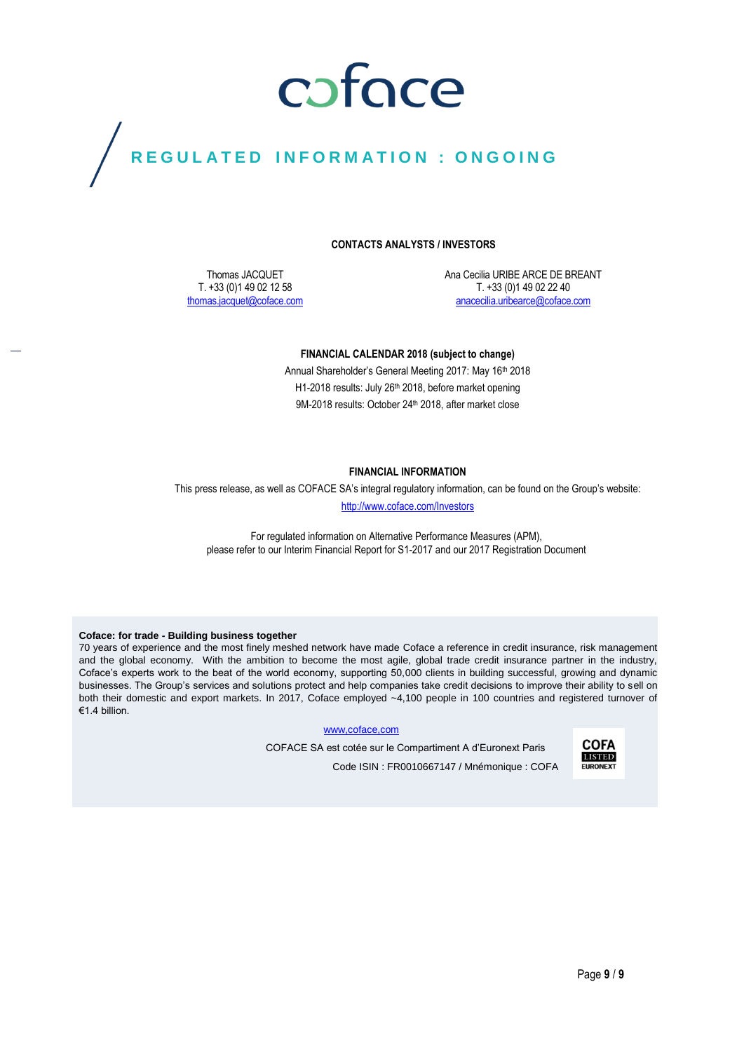# REGULATED INFORMATION : ONGOING

**CONTACTS ANALYSTS / INVESTORS**

Thomas JACQUET
T. +33 (0)1 49 02 12 58
thomas.jacquet@coface.com

Ana Cecilia URIBE ARCE DE BREANT
T. +33 (0)1 49 02 22 40
anacecilia.uribearce@coface.com

**FINANCIAL CALENDAR 2018 (subject to change)**

Annual Shareholder's General Meeting 2017: May 16th 2018
H1-2018 results: July 26th 2018, before market opening
9M-2018 results: October 24th 2018, after market close

**FINANCIAL INFORMATION**

This press release, as well as COFACE SA's integral regulatory information, can be found on the Group's website:
http://www.coface.com/Investors

For regulated information on Alternative Performance Measures (APM),
please refer to our Interim Financial Report for S1-2017 and our 2017 Registration Document

**Coface: for trade - Building business together**
70 years of experience and the most finely meshed network have made Coface a reference in credit insurance, risk management and the global economy. With the ambition to become the most agile, global trade credit insurance partner in the industry, Coface's experts work to the beat of the world economy, supporting 50,000 clients in building successful, growing and dynamic businesses. The Group's services and solutions protect and help companies take credit decisions to improve their ability to sell on both their domestic and export markets. In 2017, Coface employed ~4,100 people in 100 countries and registered turnover of €1.4 billion.

www,coface,com

COFACE SA est cotée sur le Compartiment A d'Euronext Paris
Code ISIN : FR0010667147 / Mnémonique : COFA

COFA LISTED EURONEXT